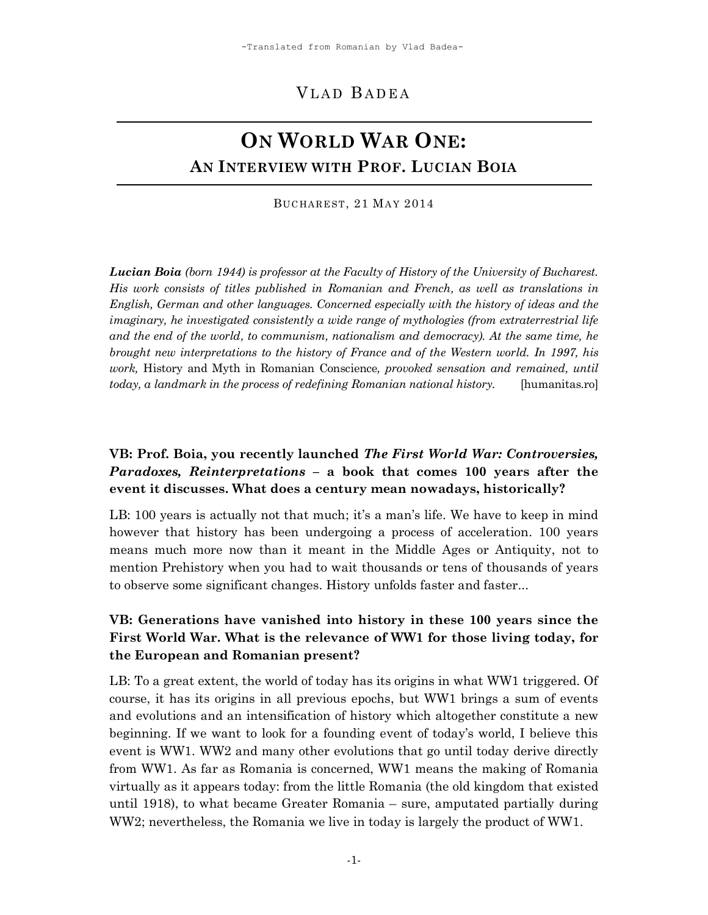-Translated from Romanian by Vlad Badea-

VLAD BADEA

# ON WORLD WAR ONE: AN INTERVIEW WITH PROF. LUCIAN BOIA

BUCHAREST, 21 MAY 2014

***Lucian Boia*** *(born 1944) is professor at the Faculty of History of the University of Bucharest. His work consists of titles published in Romanian and French, as well as translations in English, German and other languages. Concerned especially with the history of ideas and the imaginary, he investigated consistently a wide range of mythologies (from extraterrestrial life and the end of the world, to communism, nationalism and democracy). At the same time, he brought new interpretations to the history of France and of the Western world. In 1997, his work,* History and Myth in Romanian Conscience*, provoked sensation and remained, until today, a landmark in the process of redefining Romanian national history.* [humanitas.ro]

**VB: Prof. Boia, you recently launched *The First World War: Controversies, Paradoxes, Reinterpretations* – a book that comes 100 years after the event it discusses. What does a century mean nowadays, historically?**

LB: 100 years is actually not that much; it's a man's life. We have to keep in mind however that history has been undergoing a process of acceleration. 100 years means much more now than it meant in the Middle Ages or Antiquity, not to mention Prehistory when you had to wait thousands or tens of thousands of years to observe some significant changes. History unfolds faster and faster...

**VB: Generations have vanished into history in these 100 years since the First World War. What is the relevance of WW1 for those living today, for the European and Romanian present?**

LB: To a great extent, the world of today has its origins in what WW1 triggered. Of course, it has its origins in all previous epochs, but WW1 brings a sum of events and evolutions and an intensification of history which altogether constitute a new beginning. If we want to look for a founding event of today's world, I believe this event is WW1. WW2 and many other evolutions that go until today derive directly from WW1. As far as Romania is concerned, WW1 means the making of Romania virtually as it appears today: from the little Romania (the old kingdom that existed until 1918), to what became Greater Romania – sure, amputated partially during WW2; nevertheless, the Romania we live in today is largely the product of WW1.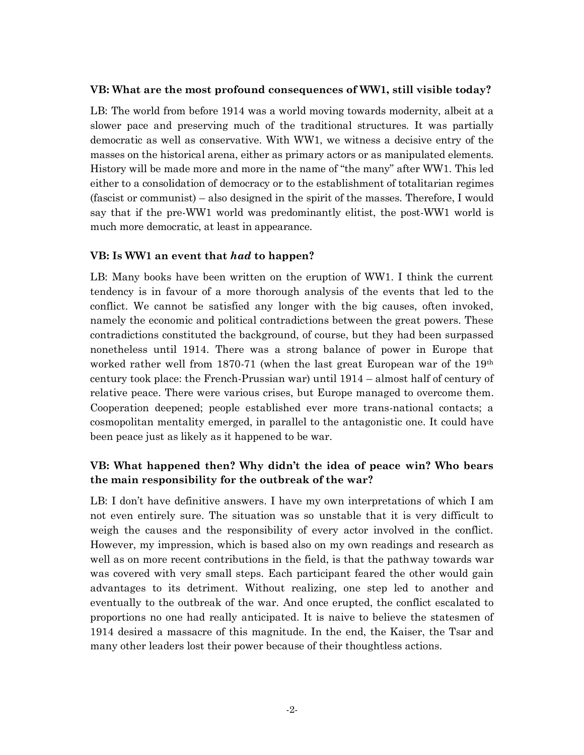**VB: What are the most profound consequences of WW1, still visible today?**

LB: The world from before 1914 was a world moving towards modernity, albeit at a slower pace and preserving much of the traditional structures. It was partially democratic as well as conservative. With WW1, we witness a decisive entry of the masses on the historical arena, either as primary actors or as manipulated elements. History will be made more and more in the name of "the many" after WW1. This led either to a consolidation of democracy or to the establishment of totalitarian regimes (fascist or communist) – also designed in the spirit of the masses. Therefore, I would say that if the pre-WW1 world was predominantly elitist, the post-WW1 world is much more democratic, at least in appearance.

**VB: Is WW1 an event that *had* to happen?**

LB: Many books have been written on the eruption of WW1. I think the current tendency is in favour of a more thorough analysis of the events that led to the conflict. We cannot be satisfied any longer with the big causes, often invoked, namely the economic and political contradictions between the great powers. These contradictions constituted the background, of course, but they had been surpassed nonetheless until 1914. There was a strong balance of power in Europe that worked rather well from 1870-71 (when the last great European war of the 19th century took place: the French-Prussian war) until 1914 – almost half of century of relative peace. There were various crises, but Europe managed to overcome them. Cooperation deepened; people established ever more trans-national contacts; a cosmopolitan mentality emerged, in parallel to the antagonistic one. It could have been peace just as likely as it happened to be war.

**VB: What happened then? Why didn't the idea of peace win? Who bears the main responsibility for the outbreak of the war?**

LB: I don't have definitive answers. I have my own interpretations of which I am not even entirely sure. The situation was so unstable that it is very difficult to weigh the causes and the responsibility of every actor involved in the conflict. However, my impression, which is based also on my own readings and research as well as on more recent contributions in the field, is that the pathway towards war was covered with very small steps. Each participant feared the other would gain advantages to its detriment. Without realizing, one step led to another and eventually to the outbreak of the war. And once erupted, the conflict escalated to proportions no one had really anticipated. It is naive to believe the statesmen of 1914 desired a massacre of this magnitude. In the end, the Kaiser, the Tsar and many other leaders lost their power because of their thoughtless actions.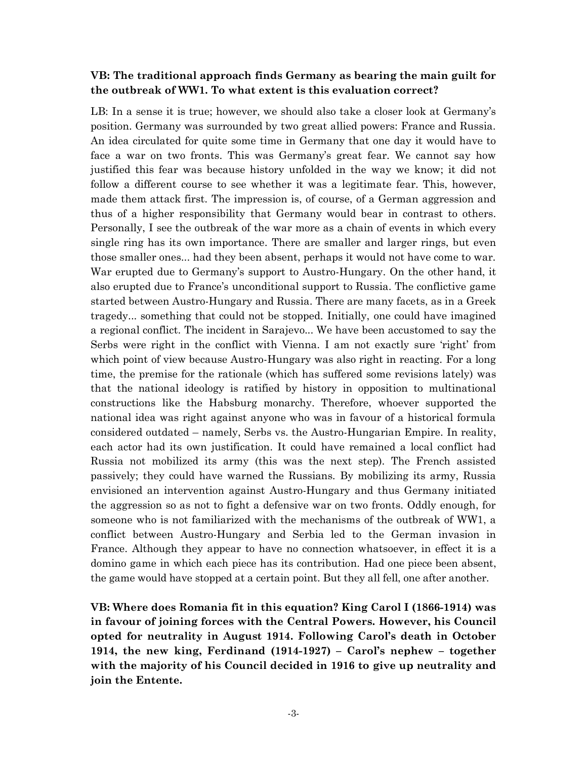**VB: The traditional approach finds Germany as bearing the main guilt for the outbreak of WW1. To what extent is this evaluation correct?**

LB: In a sense it is true; however, we should also take a closer look at Germany's position. Germany was surrounded by two great allied powers: France and Russia. An idea circulated for quite some time in Germany that one day it would have to face a war on two fronts. This was Germany's great fear. We cannot say how justified this fear was because history unfolded in the way we know; it did not follow a different course to see whether it was a legitimate fear. This, however, made them attack first. The impression is, of course, of a German aggression and thus of a higher responsibility that Germany would bear in contrast to others. Personally, I see the outbreak of the war more as a chain of events in which every single ring has its own importance. There are smaller and larger rings, but even those smaller ones... had they been absent, perhaps it would not have come to war. War erupted due to Germany's support to Austro-Hungary. On the other hand, it also erupted due to France's unconditional support to Russia. The conflictive game started between Austro-Hungary and Russia. There are many facets, as in a Greek tragedy... something that could not be stopped. Initially, one could have imagined a regional conflict. The incident in Sarajevo... We have been accustomed to say the Serbs were right in the conflict with Vienna. I am not exactly sure 'right' from which point of view because Austro-Hungary was also right in reacting. For a long time, the premise for the rationale (which has suffered some revisions lately) was that the national ideology is ratified by history in opposition to multinational constructions like the Habsburg monarchy. Therefore, whoever supported the national idea was right against anyone who was in favour of a historical formula considered outdated – namely, Serbs vs. the Austro-Hungarian Empire. In reality, each actor had its own justification. It could have remained a local conflict had Russia not mobilized its army (this was the next step). The French assisted passively; they could have warned the Russians. By mobilizing its army, Russia envisioned an intervention against Austro-Hungary and thus Germany initiated the aggression so as not to fight a defensive war on two fronts. Oddly enough, for someone who is not familiarized with the mechanisms of the outbreak of WW1, a conflict between Austro-Hungary and Serbia led to the German invasion in France. Although they appear to have no connection whatsoever, in effect it is a domino game in which each piece has its contribution. Had one piece been absent, the game would have stopped at a certain point. But they all fell, one after another.

**VB: Where does Romania fit in this equation? King Carol I (1866-1914) was in favour of joining forces with the Central Powers. However, his Council opted for neutrality in August 1914. Following Carol's death in October 1914, the new king, Ferdinand (1914-1927) – Carol's nephew – together with the majority of his Council decided in 1916 to give up neutrality and join the Entente.**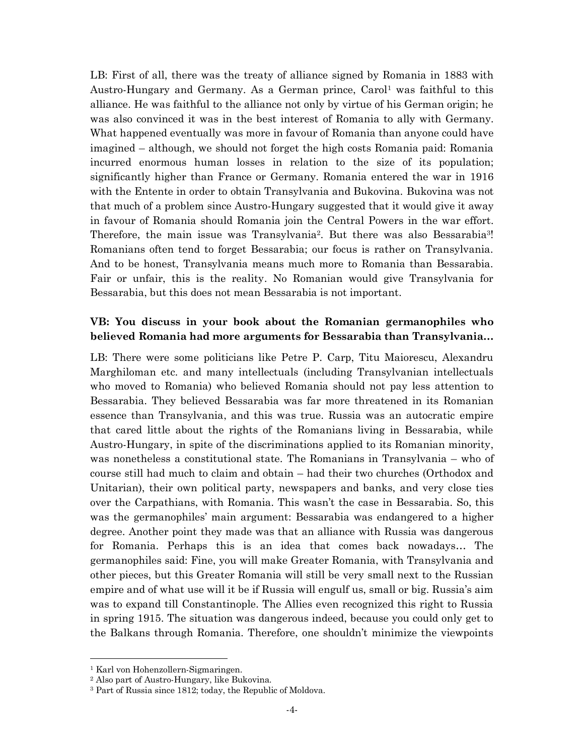LB: First of all, there was the treaty of alliance signed by Romania in 1883 with Austro-Hungary and Germany. As a German prince, Carol[1] was faithful to this alliance. He was faithful to the alliance not only by virtue of his German origin; he was also convinced it was in the best interest of Romania to ally with Germany. What happened eventually was more in favour of Romania than anyone could have imagined – although, we should not forget the high costs Romania paid: Romania incurred enormous human losses in relation to the size of its population; significantly higher than France or Germany. Romania entered the war in 1916 with the Entente in order to obtain Transylvania and Bukovina. Bukovina was not that much of a problem since Austro-Hungary suggested that it would give it away in favour of Romania should Romania join the Central Powers in the war effort. Therefore, the main issue was Transylvania[2]. But there was also Bessarabia[3]! Romanians often tend to forget Bessarabia; our focus is rather on Transylvania. And to be honest, Transylvania means much more to Romania than Bessarabia. Fair or unfair, this is the reality. No Romanian would give Transylvania for Bessarabia, but this does not mean Bessarabia is not important.

**VB: You discuss in your book about the Romanian germanophiles who believed Romania had more arguments for Bessarabia than Transylvania…**

LB: There were some politicians like Petre P. Carp, Titu Maiorescu, Alexandru Marghiloman etc. and many intellectuals (including Transylvanian intellectuals who moved to Romania) who believed Romania should not pay less attention to Bessarabia. They believed Bessarabia was far more threatened in its Romanian essence than Transylvania, and this was true. Russia was an autocratic empire that cared little about the rights of the Romanians living in Bessarabia, while Austro-Hungary, in spite of the discriminations applied to its Romanian minority, was nonetheless a constitutional state. The Romanians in Transylvania – who of course still had much to claim and obtain – had their two churches (Orthodox and Unitarian), their own political party, newspapers and banks, and very close ties over the Carpathians, with Romania. This wasn't the case in Bessarabia. So, this was the germanophiles' main argument: Bessarabia was endangered to a higher degree. Another point they made was that an alliance with Russia was dangerous for Romania. Perhaps this is an idea that comes back nowadays… The germanophiles said: Fine, you will make Greater Romania, with Transylvania and other pieces, but this Greater Romania will still be very small next to the Russian empire and of what use will it be if Russia will engulf us, small or big. Russia's aim was to expand till Constantinople. The Allies even recognized this right to Russia in spring 1915. The situation was dangerous indeed, because you could only get to the Balkans through Romania. Therefore, one shouldn't minimize the viewpoints

---

[1] Karl von Hohenzollern-Sigmaringen.

[2] Also part of Austro-Hungary, like Bukovina.

[3] Part of Russia since 1812; today, the Republic of Moldova.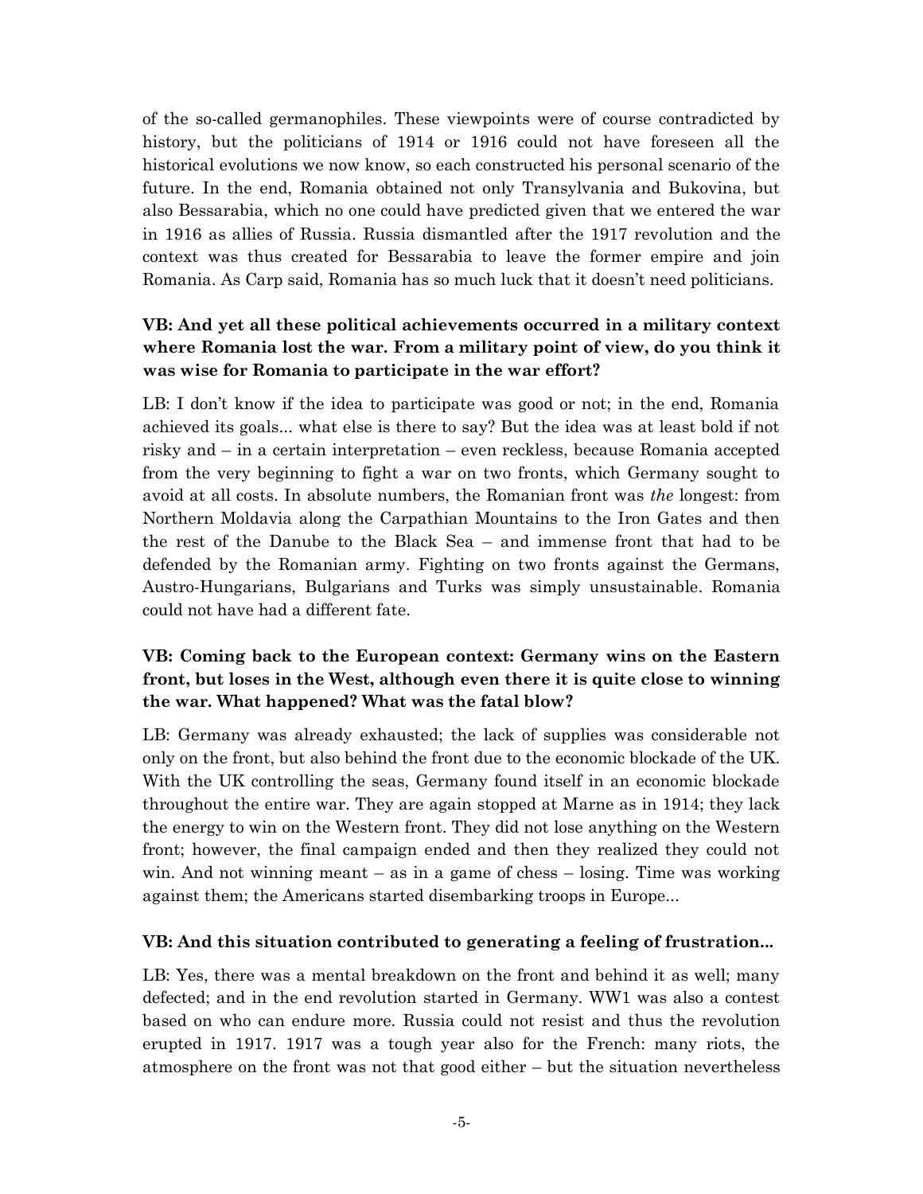of the so-called germanophiles. These viewpoints were of course contradicted by history, but the politicians of 1914 or 1916 could not have foreseen all the historical evolutions we now know, so each constructed his personal scenario of the future. In the end, Romania obtained not only Transylvania and Bukovina, but also Bessarabia, which no one could have predicted given that we entered the war in 1916 as allies of Russia. Russia dismantled after the 1917 revolution and the context was thus created for Bessarabia to leave the former empire and join Romania. As Carp said, Romania has so much luck that it doesn't need politicians.

**VB: And yet all these political achievements occurred in a military context where Romania lost the war. From a military point of view, do you think it was wise for Romania to participate in the war effort?**

LB: I don't know if the idea to participate was good or not; in the end, Romania achieved its goals... what else is there to say? But the idea was at least bold if not risky and – in a certain interpretation – even reckless, because Romania accepted from the very beginning to fight a war on two fronts, which Germany sought to avoid at all costs. In absolute numbers, the Romanian front was *the* longest: from Northern Moldavia along the Carpathian Mountains to the Iron Gates and then the rest of the Danube to the Black Sea – and immense front that had to be defended by the Romanian army. Fighting on two fronts against the Germans, Austro-Hungarians, Bulgarians and Turks was simply unsustainable. Romania could not have had a different fate.

**VB: Coming back to the European context: Germany wins on the Eastern front, but loses in the West, although even there it is quite close to winning the war. What happened? What was the fatal blow?**

LB: Germany was already exhausted; the lack of supplies was considerable not only on the front, but also behind the front due to the economic blockade of the UK. With the UK controlling the seas, Germany found itself in an economic blockade throughout the entire war. They are again stopped at Marne as in 1914; they lack the energy to win on the Western front. They did not lose anything on the Western front; however, the final campaign ended and then they realized they could not win. And not winning meant – as in a game of chess – losing. Time was working against them; the Americans started disembarking troops in Europe...

**VB: And this situation contributed to generating a feeling of frustration...**

LB: Yes, there was a mental breakdown on the front and behind it as well; many defected; and in the end revolution started in Germany. WW1 was also a contest based on who can endure more. Russia could not resist and thus the revolution erupted in 1917. 1917 was a tough year also for the French: many riots, the atmosphere on the front was not that good either – but the situation nevertheless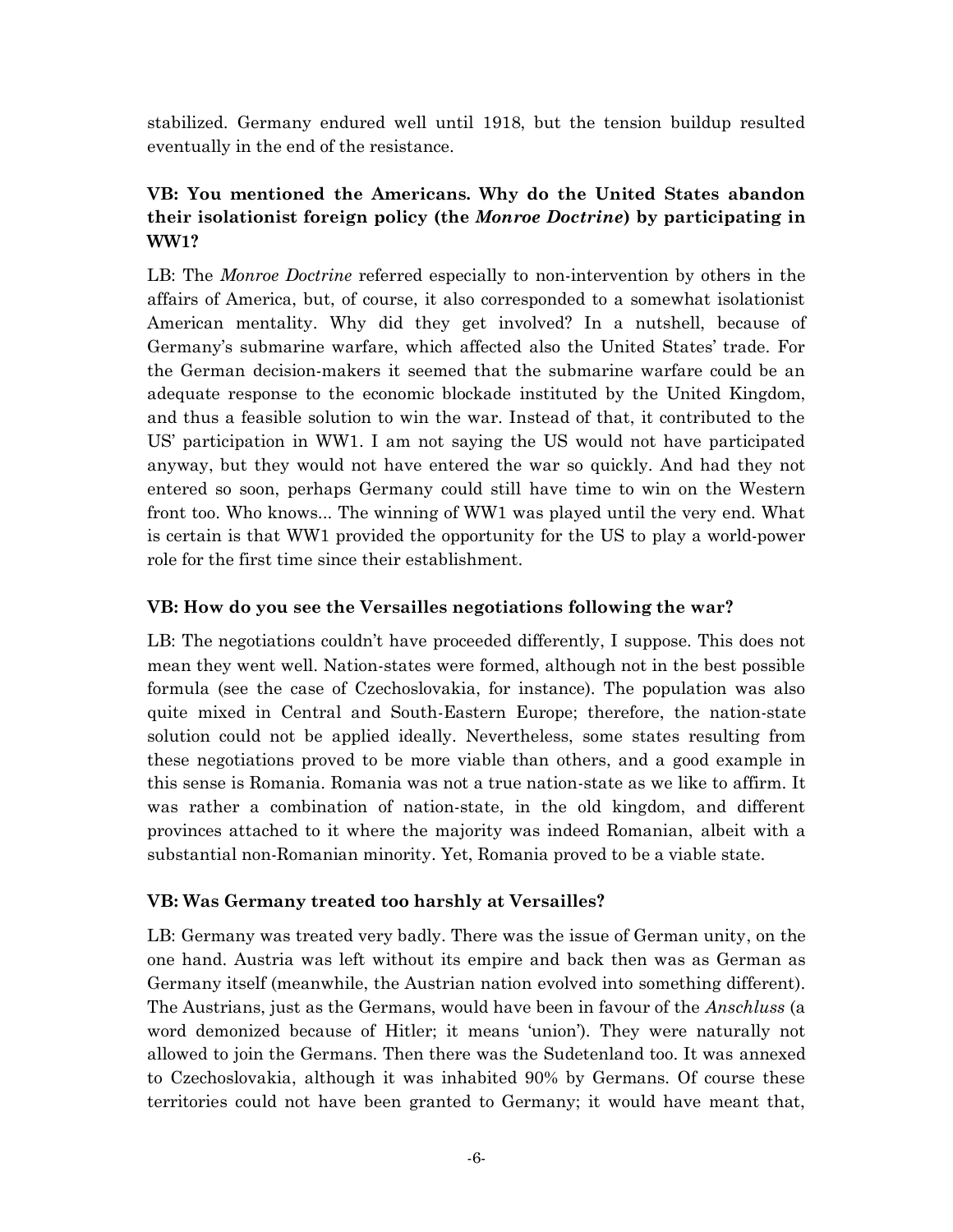stabilized. Germany endured well until 1918, but the tension buildup resulted eventually in the end of the resistance.

**VB: You mentioned the Americans. Why do the United States abandon their isolationist foreign policy (the *Monroe Doctrine*) by participating in WW1?**

LB: The *Monroe Doctrine* referred especially to non-intervention by others in the affairs of America, but, of course, it also corresponded to a somewhat isolationist American mentality. Why did they get involved? In a nutshell, because of Germany's submarine warfare, which affected also the United States' trade. For the German decision-makers it seemed that the submarine warfare could be an adequate response to the economic blockade instituted by the United Kingdom, and thus a feasible solution to win the war. Instead of that, it contributed to the US' participation in WW1. I am not saying the US would not have participated anyway, but they would not have entered the war so quickly. And had they not entered so soon, perhaps Germany could still have time to win on the Western front too. Who knows... The winning of WW1 was played until the very end. What is certain is that WW1 provided the opportunity for the US to play a world-power role for the first time since their establishment.

**VB: How do you see the Versailles negotiations following the war?**

LB: The negotiations couldn't have proceeded differently, I suppose. This does not mean they went well. Nation-states were formed, although not in the best possible formula (see the case of Czechoslovakia, for instance). The population was also quite mixed in Central and South-Eastern Europe; therefore, the nation-state solution could not be applied ideally. Nevertheless, some states resulting from these negotiations proved to be more viable than others, and a good example in this sense is Romania. Romania was not a true nation-state as we like to affirm. It was rather a combination of nation-state, in the old kingdom, and different provinces attached to it where the majority was indeed Romanian, albeit with a substantial non-Romanian minority. Yet, Romania proved to be a viable state.

**VB: Was Germany treated too harshly at Versailles?**

LB: Germany was treated very badly. There was the issue of German unity, on the one hand. Austria was left without its empire and back then was as German as Germany itself (meanwhile, the Austrian nation evolved into something different). The Austrians, just as the Germans, would have been in favour of the *Anschluss* (a word demonized because of Hitler; it means 'union'). They were naturally not allowed to join the Germans. Then there was the Sudetenland too. It was annexed to Czechoslovakia, although it was inhabited 90% by Germans. Of course these territories could not have been granted to Germany; it would have meant that,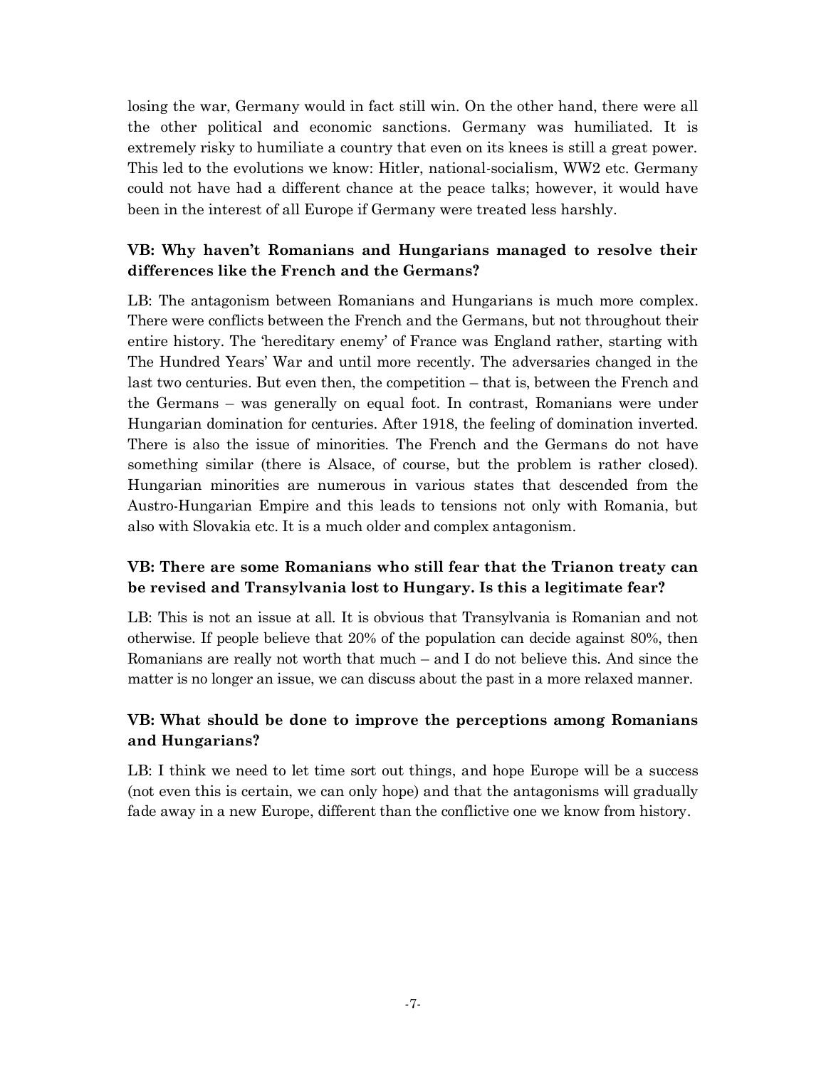losing the war, Germany would in fact still win. On the other hand, there were all the other political and economic sanctions. Germany was humiliated. It is extremely risky to humiliate a country that even on its knees is still a great power. This led to the evolutions we know: Hitler, national-socialism, WW2 etc. Germany could not have had a different chance at the peace talks; however, it would have been in the interest of all Europe if Germany were treated less harshly.

**VB: Why haven't Romanians and Hungarians managed to resolve their differences like the French and the Germans?**

LB: The antagonism between Romanians and Hungarians is much more complex. There were conflicts between the French and the Germans, but not throughout their entire history. The 'hereditary enemy' of France was England rather, starting with The Hundred Years' War and until more recently. The adversaries changed in the last two centuries. But even then, the competition – that is, between the French and the Germans – was generally on equal foot. In contrast, Romanians were under Hungarian domination for centuries. After 1918, the feeling of domination inverted. There is also the issue of minorities. The French and the Germans do not have something similar (there is Alsace, of course, but the problem is rather closed). Hungarian minorities are numerous in various states that descended from the Austro-Hungarian Empire and this leads to tensions not only with Romania, but also with Slovakia etc. It is a much older and complex antagonism.

**VB: There are some Romanians who still fear that the Trianon treaty can be revised and Transylvania lost to Hungary. Is this a legitimate fear?**

LB: This is not an issue at all. It is obvious that Transylvania is Romanian and not otherwise. If people believe that 20% of the population can decide against 80%, then Romanians are really not worth that much – and I do not believe this. And since the matter is no longer an issue, we can discuss about the past in a more relaxed manner.

**VB: What should be done to improve the perceptions among Romanians and Hungarians?**

LB: I think we need to let time sort out things, and hope Europe will be a success (not even this is certain, we can only hope) and that the antagonisms will gradually fade away in a new Europe, different than the conflictive one we know from history.